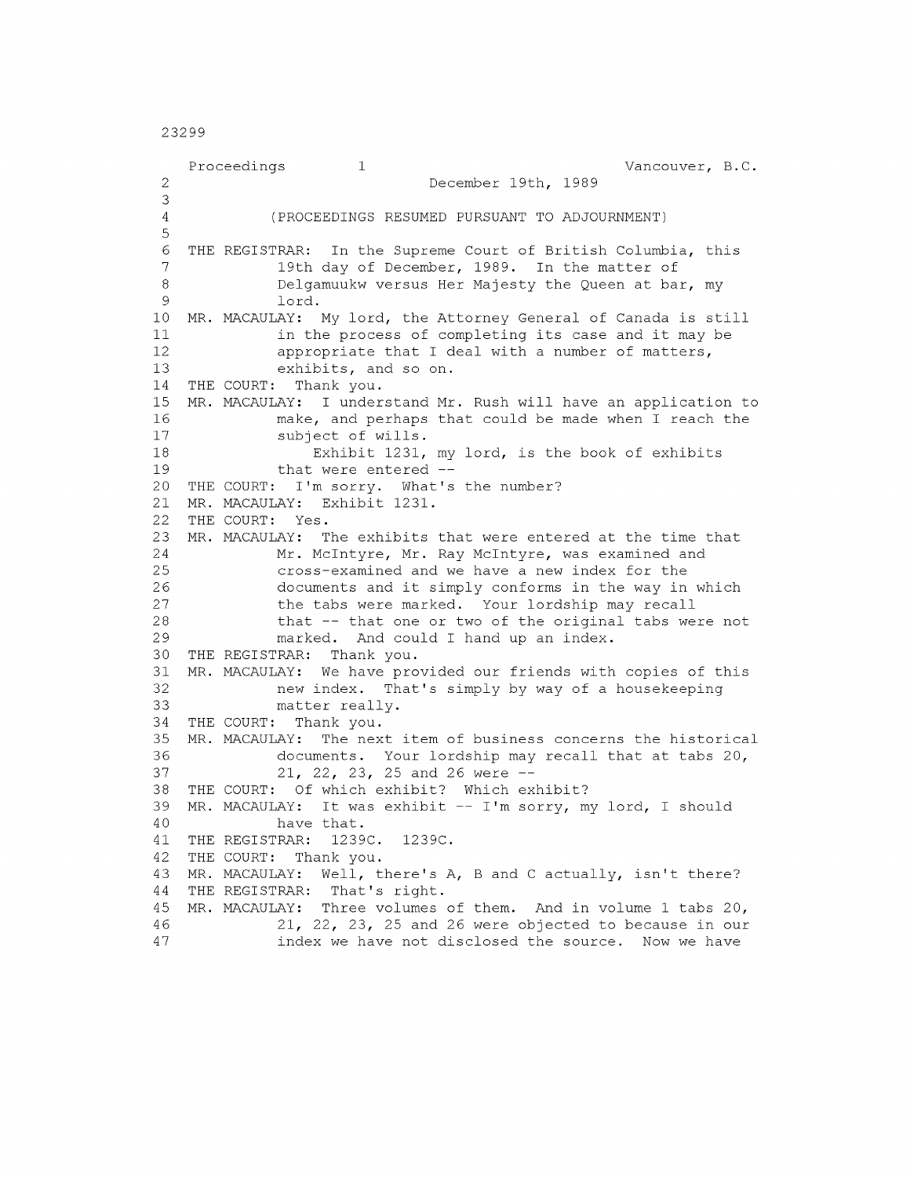Proceedings
Vancouver, B.C.
December 19th, 1989

(PROCEEDINGS RESUMED PURSUANT TO ADJOURNMENT)

THE REGISTRAR: In the Supreme Court of British Columbia, this 19th day of December, 1989. In the matter of Delgamuukw versus Her Majesty the Queen at bar, my lord.

MR. MACAULAY: My lord, the Attorney General of Canada is still in the process of completing its case and it may be appropriate that I deal with a number of matters, exhibits, and so on.

THE COURT: Thank you.

MR. MACAULAY: I understand Mr. Rush will have an application to make, and perhaps that could be made when I reach the subject of wills.

Exhibit 1231, my lord, is the book of exhibits that were entered --

THE COURT: I'm sorry. What's the number?

MR. MACAULAY: Exhibit 1231.

THE COURT: Yes.

MR. MACAULAY: The exhibits that were entered at the time that Mr. McIntyre, Mr. Ray McIntyre, was examined and cross-examined and we have a new index for the documents and it simply conforms in the way in which the tabs were marked. Your lordship may recall that -- that one or two of the original tabs were not marked. And could I hand up an index.

THE REGISTRAR: Thank you.

MR. MACAULAY: We have provided our friends with copies of this new index. That's simply by way of a housekeeping matter really.

THE COURT: Thank you.

MR. MACAULAY: The next item of business concerns the historical documents. Your lordship may recall that at tabs 20, 21, 22, 23, 25 and 26 were --

THE COURT: Of which exhibit? Which exhibit?

MR. MACAULAY: It was exhibit -- I'm sorry, my lord, I should have that.

THE REGISTRAR: 1239C. 1239C.

THE COURT: Thank you.

MR. MACAULAY: Well, there's A, B and C actually, isn't there?

THE REGISTRAR: That's right.

MR. MACAULAY: Three volumes of them. And in volume 1 tabs 20, 21, 22, 23, 25 and 26 were objected to because in our index we have not disclosed the source. Now we have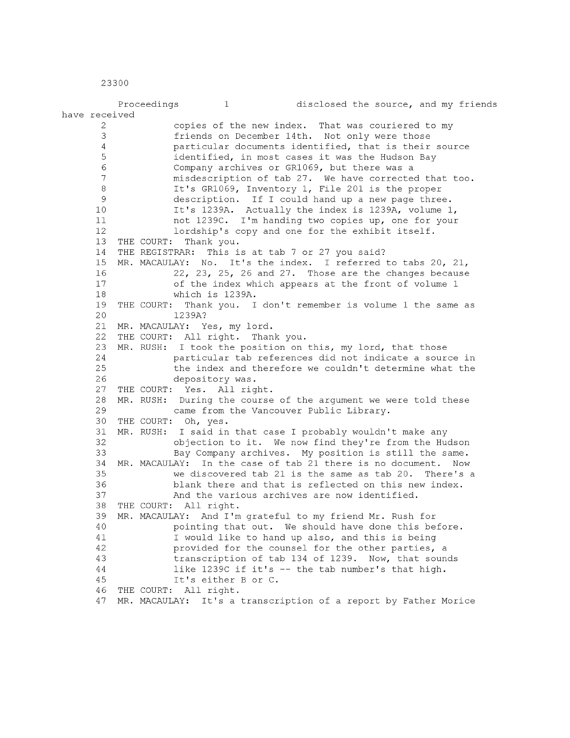disclosed the source, and my friends have received
copies of the new index. That was couriered to my
friends on December 14th. Not only were those
particular documents identified, that is their source
identified, in most cases it was the Hudson Bay
Company archives or GR1069, but there was a
misdescription of tab 27. We have corrected that too.
It's GR1069, Inventory 1, File 201 is the proper
description. If I could hand up a new page three.
It's 1239A. Actually the index is 1239A, volume 1,
not 1239C. I'm handing two copies up, one for your
lordship's copy and one for the exhibit itself.

THE COURT: Thank you.

THE REGISTRAR: This is at tab 7 or 27 you said?

MR. MACAULAY: No. It's the index. I referred to tabs 20, 21,
22, 23, 25, 26 and 27. Those are the changes because
of the index which appears at the front of volume 1
which is 1239A.

THE COURT: Thank you. I don't remember is volume 1 the same as
1239A?

MR. MACAULAY: Yes, my lord.

THE COURT: All right. Thank you.

MR. RUSH: I took the position on this, my lord, that those
particular tab references did not indicate a source in
the index and therefore we couldn't determine what the
depository was.

THE COURT: Yes. All right.

MR. RUSH: During the course of the argument we were told these
came from the Vancouver Public Library.

THE COURT: Oh, yes.

MR. RUSH: I said in that case I probably wouldn't make any
objection to it. We now find they're from the Hudson
Bay Company archives. My position is still the same.

MR. MACAULAY: In the case of tab 21 there is no document. Now
we discovered tab 21 is the same as tab 20. There's a
blank there and that is reflected on this new index.
And the various archives are now identified.

THE COURT: All right.

MR. MACAULAY: And I'm grateful to my friend Mr. Rush for
pointing that out. We should have done this before.
I would like to hand up also, and this is being
provided for the counsel for the other parties, a
transcription of tab 134 of 1239. Now, that sounds
like 1239C if it's -- the tab number's that high.
It's either B or C.

THE COURT: All right.

MR. MACAULAY: It's a transcription of a report by Father Morice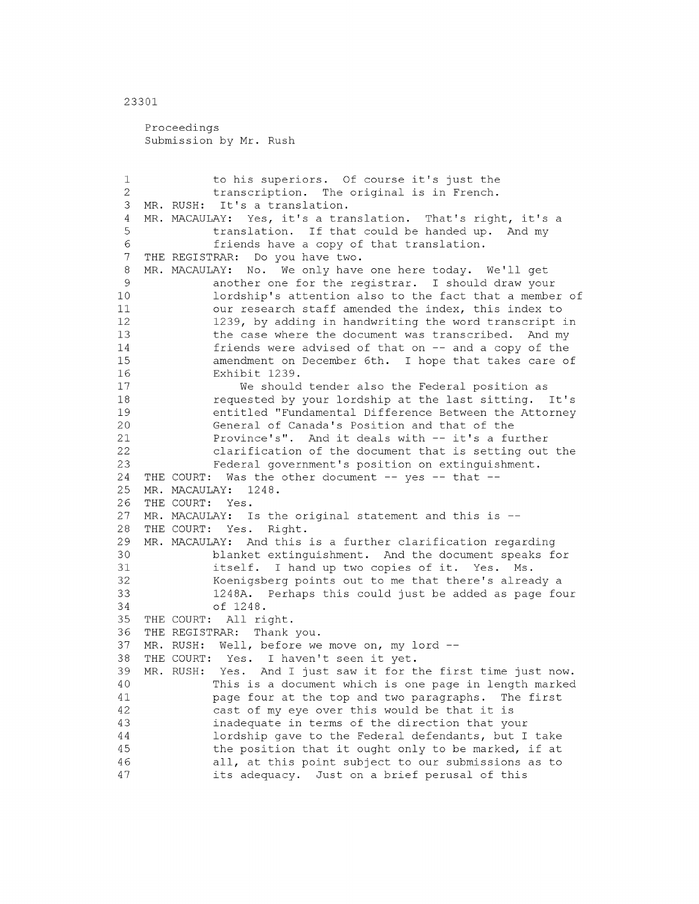to his superiors. Of course it's just the transcription. The original is in French.

MR. RUSH: It's a translation.

MR. MACAULAY: Yes, it's a translation. That's right, it's a translation. If that could be handed up. And my friends have a copy of that translation.

THE REGISTRAR: Do you have two.

MR. MACAULAY: No. We only have one here today. We'll get another one for the registrar. I should draw your lordship's attention also to the fact that a member of our research staff amended the index, this index to 1239, by adding in handwriting the word transcript in the case where the document was transcribed. And my friends were advised of that on -- and a copy of the amendment on December 6th. I hope that takes care of Exhibit 1239.

We should tender also the Federal position as requested by your lordship at the last sitting. It's entitled "Fundamental Difference Between the Attorney General of Canada's Position and that of the Province's". And it deals with -- it's a further clarification of the document that is setting out the Federal government's position on extinguishment.

THE COURT: Was the other document -- yes -- that --

MR. MACAULAY: 1248.

THE COURT: Yes.

MR. MACAULAY: Is the original statement and this is --

THE COURT: Yes. Right.

MR. MACAULAY: And this is a further clarification regarding blanket extinguishment. And the document speaks for itself. I hand up two copies of it. Yes. Ms. Koenigsberg points out to me that there's already a 1248A. Perhaps this could just be added as page four of 1248.

THE COURT: All right.

THE REGISTRAR: Thank you.

MR. RUSH: Well, before we move on, my lord --

THE COURT: Yes. I haven't seen it yet.

MR. RUSH: Yes. And I just saw it for the first time just now. This is a document which is one page in length marked page four at the top and two paragraphs. The first cast of my eye over this would be that it is inadequate in terms of the direction that your lordship gave to the Federal defendants, but I take the position that it ought only to be marked, if at all, at this point subject to our submissions as to its adequacy. Just on a brief perusal of this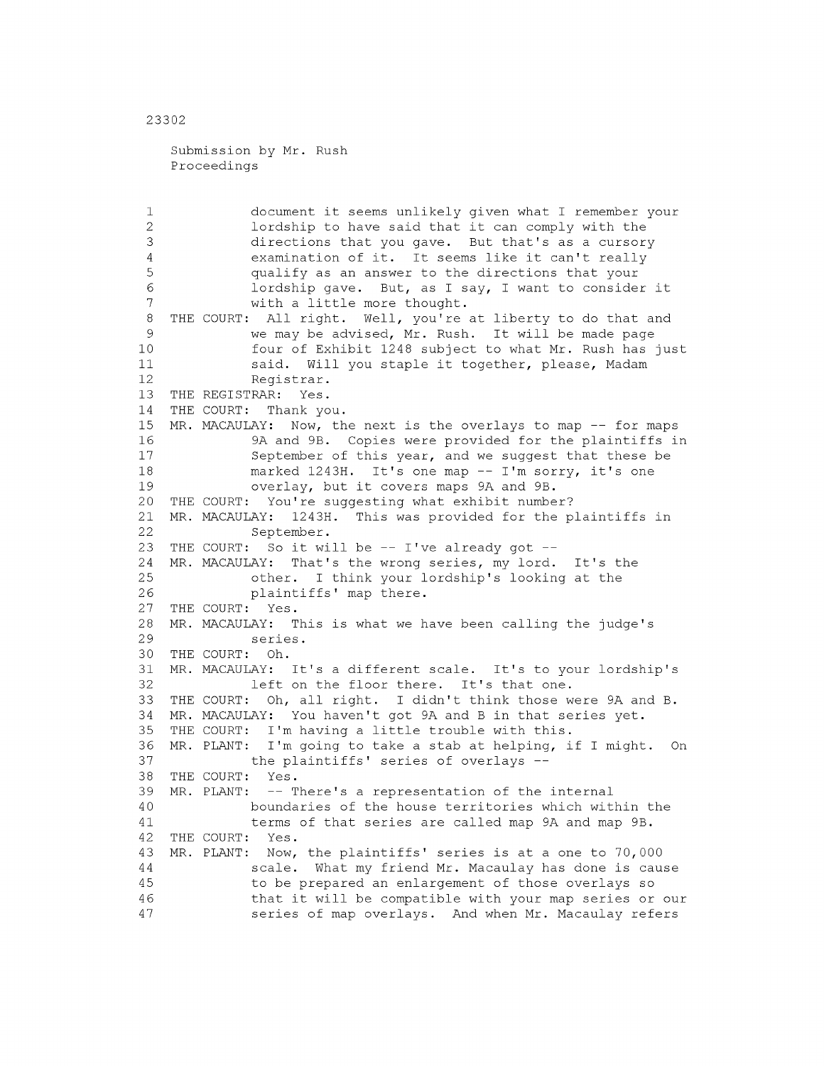Submission by Mr. Rush
Proceedings

document it seems unlikely given what I remember your lordship to have said that it can comply with the directions that you gave. But that's as a cursory examination of it. It seems like it can't really qualify as an answer to the directions that your lordship gave. But, as I say, I want to consider it with a little more thought.

THE COURT: All right. Well, you're at liberty to do that and we may be advised, Mr. Rush. It will be made page four of Exhibit 1248 subject to what Mr. Rush has just said. Will you staple it together, please, Madam Registrar.

THE REGISTRAR: Yes.

THE COURT: Thank you.

MR. MACAULAY: Now, the next is the overlays to map -- for maps 9A and 9B. Copies were provided for the plaintiffs in September of this year, and we suggest that these be marked 1243H. It's one map -- I'm sorry, it's one overlay, but it covers maps 9A and 9B.

THE COURT: You're suggesting what exhibit number?

MR. MACAULAY: 1243H. This was provided for the plaintiffs in September.

THE COURT: So it will be -- I've already got --

MR. MACAULAY: That's the wrong series, my lord. It's the other. I think your lordship's looking at the plaintiffs' map there.

THE COURT: Yes.

MR. MACAULAY: This is what we have been calling the judge's series.

THE COURT: Oh.

MR. MACAULAY: It's a different scale. It's to your lordship's left on the floor there. It's that one.

THE COURT: Oh, all right. I didn't think those were 9A and B.

MR. MACAULAY: You haven't got 9A and B in that series yet.

THE COURT: I'm having a little trouble with this.

MR. PLANT: I'm going to take a stab at helping, if I might. On the plaintiffs' series of overlays --

THE COURT: Yes.

MR. PLANT: -- There's a representation of the internal boundaries of the house territories which within the terms of that series are called map 9A and map 9B.

THE COURT: Yes.

MR. PLANT: Now, the plaintiffs' series is at a one to 70,000 scale. What my friend Mr. Macaulay has done is cause to be prepared an enlargement of those overlays so that it will be compatible with your map series or our series of map overlays. And when Mr. Macaulay refers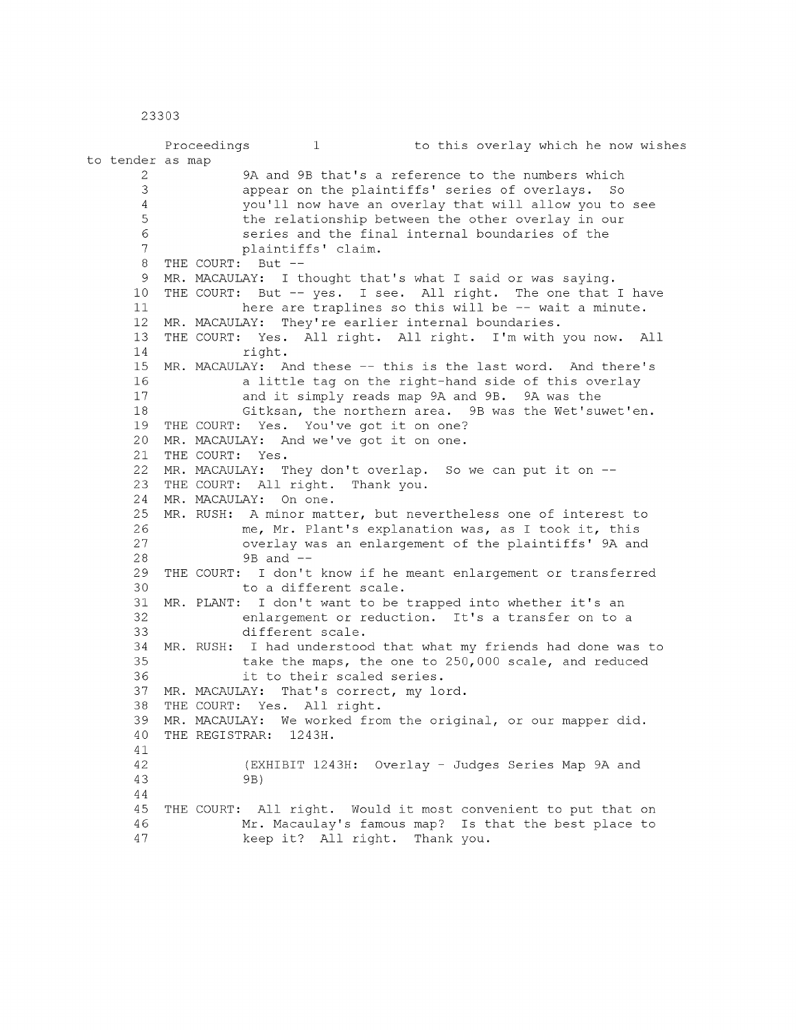Proceedings 1 to this overlay which he now wishes to tender as map

2 9A and 9B that's a reference to the numbers which
3 appear on the plaintiffs' series of overlays. So
4 you'll now have an overlay that will allow you to see
5 the relationship between the other overlay in our
6 series and the final internal boundaries of the
7 plaintiffs' claim.
8 THE COURT: But --
9 MR. MACAULAY: I thought that's what I said or was saying.
10 THE COURT: But -- yes. I see. All right. The one that I have
11 here are traplines so this will be -- wait a minute.
12 MR. MACAULAY: They're earlier internal boundaries.
13 THE COURT: Yes. All right. All right. I'm with you now. All
14 right.
15 MR. MACAULAY: And these -- this is the last word. And there's
16 a little tag on the right-hand side of this overlay
17 and it simply reads map 9A and 9B. 9A was the
18 Gitksan, the northern area. 9B was the Wet'suwet'en.
19 THE COURT: Yes. You've got it on one?
20 MR. MACAULAY: And we've got it on one.
21 THE COURT: Yes.
22 MR. MACAULAY: They don't overlap. So we can put it on --
23 THE COURT: All right. Thank you.
24 MR. MACAULAY: On one.
25 MR. RUSH: A minor matter, but nevertheless one of interest to
26 me, Mr. Plant's explanation was, as I took it, this
27 overlay was an enlargement of the plaintiffs' 9A and
28 9B and --
29 THE COURT: I don't know if he meant enlargement or transferred
30 to a different scale.
31 MR. PLANT: I don't want to be trapped into whether it's an
32 enlargement or reduction. It's a transfer on to a
33 different scale.
34 MR. RUSH: I had understood that what my friends had done was to
35 take the maps, the one to 250,000 scale, and reduced
36 it to their scaled series.
37 MR. MACAULAY: That's correct, my lord.
38 THE COURT: Yes. All right.
39 MR. MACAULAY: We worked from the original, or our mapper did.
40 THE REGISTRAR: 1243H.
41
42 (EXHIBIT 1243H: Overlay - Judges Series Map 9A and
43 9B)
44
45 THE COURT: All right. Would it most convenient to put that on
46 Mr. Macaulay's famous map? Is that the best place to
47 keep it? All right. Thank you.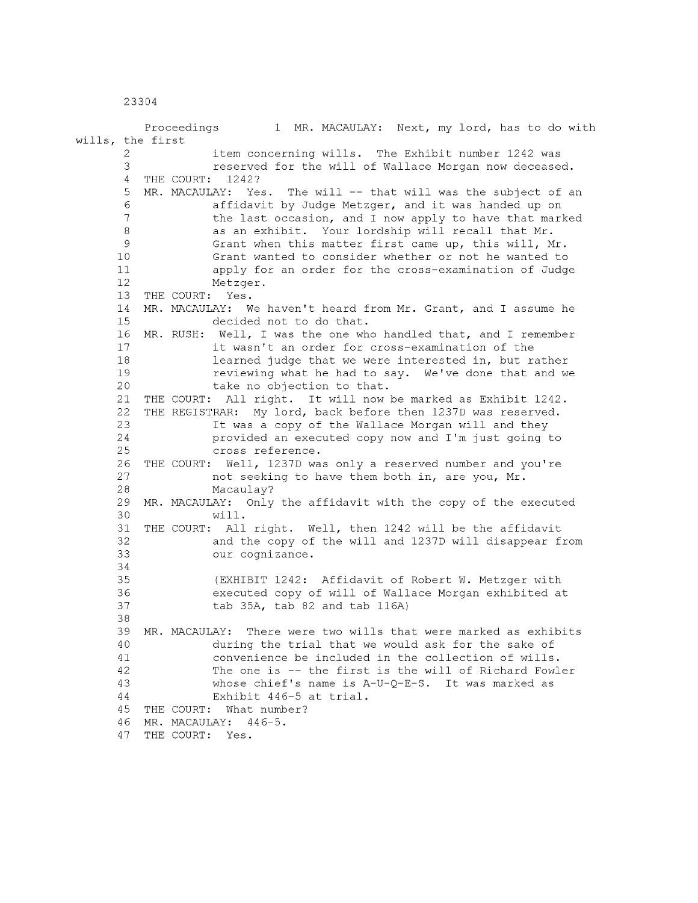Proceedings

MR. MACAULAY: Next, my lord, has to do with wills, the first item concerning wills. The Exhibit number 1242 was reserved for the will of Wallace Morgan now deceased.

THE COURT: 1242?

MR. MACAULAY: Yes. The will -- that will was the subject of an affidavit by Judge Metzger, and it was handed up on the last occasion, and I now apply to have that marked as an exhibit. Your lordship will recall that Mr. Grant when this matter first came up, this will, Mr. Grant wanted to consider whether or not he wanted to apply for an order for the cross-examination of Judge Metzger.

THE COURT: Yes.

MR. MACAULAY: We haven't heard from Mr. Grant, and I assume he decided not to do that.

MR. RUSH: Well, I was the one who handled that, and I remember it wasn't an order for cross-examination of the learned judge that we were interested in, but rather reviewing what he had to say. We've done that and we take no objection to that.

THE COURT: All right. It will now be marked as Exhibit 1242.

THE REGISTRAR: My lord, back before then 1237D was reserved. It was a copy of the Wallace Morgan will and they provided an executed copy now and I'm just going to cross reference.

THE COURT: Well, 1237D was only a reserved number and you're not seeking to have them both in, are you, Mr. Macaulay?

MR. MACAULAY: Only the affidavit with the copy of the executed will.

THE COURT: All right. Well, then 1242 will be the affidavit and the copy of the will and 1237D will disappear from our cognizance.

(EXHIBIT 1242: Affidavit of Robert W. Metzger with executed copy of will of Wallace Morgan exhibited at tab 35A, tab 82 and tab 116A)

MR. MACAULAY: There were two wills that were marked as exhibits during the trial that we would ask for the sake of convenience be included in the collection of wills. The one is -- the first is the will of Richard Fowler whose chief's name is A-U-Q-E-S. It was marked as Exhibit 446-5 at trial.

THE COURT: What number?

MR. MACAULAY: 446-5.

THE COURT: Yes.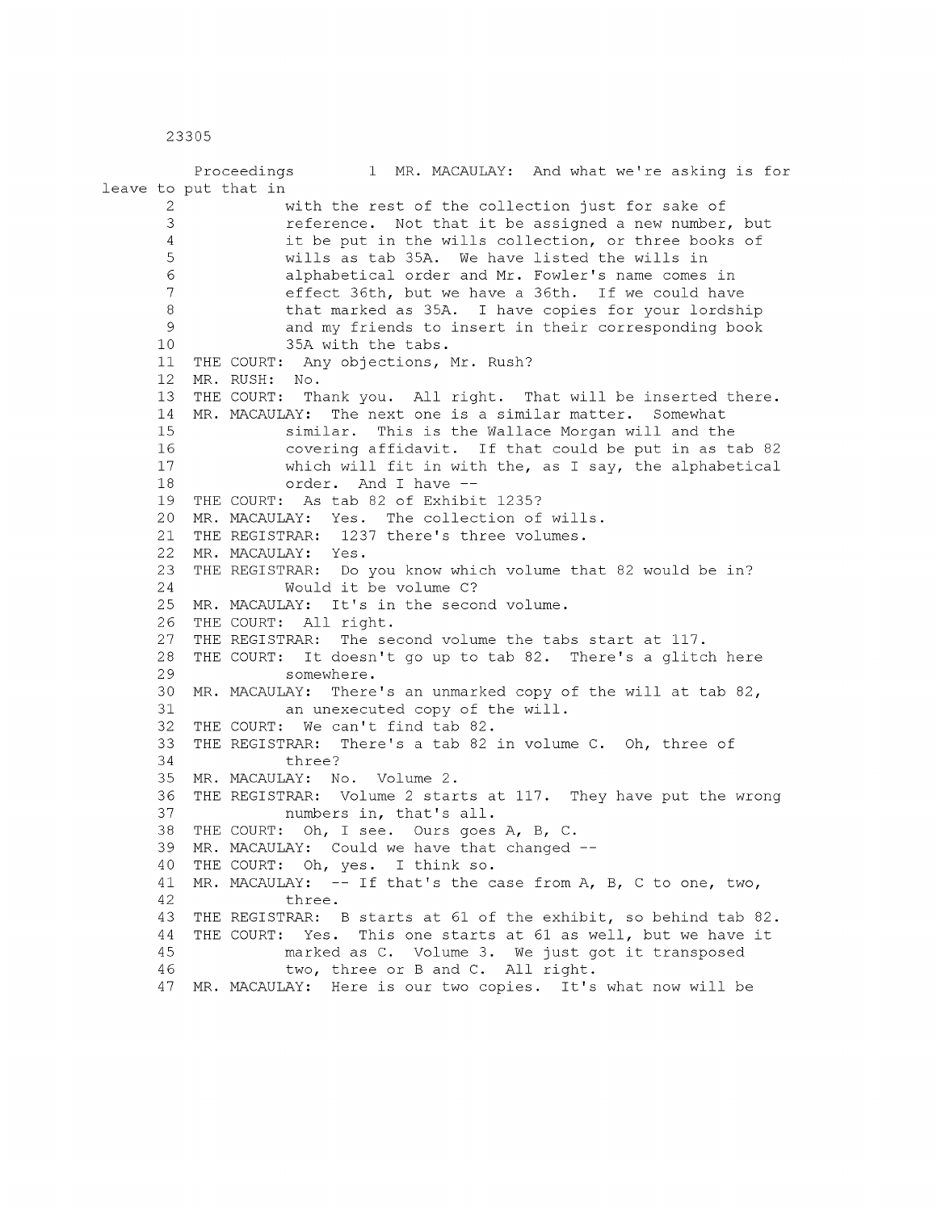23305

Proceedings 1 MR. MACAULAY: And what we're asking is for leave to put that in
2 with the rest of the collection just for sake of
3 reference. Not that it be assigned a new number, but
4 it be put in the wills collection, or three books of
5 wills as tab 35A. We have listed the wills in
6 alphabetical order and Mr. Fowler's name comes in
7 effect 36th, but we have a 36th. If we could have
8 that marked as 35A. I have copies for your lordship
9 and my friends to insert in their corresponding book
10 35A with the tabs.
11 THE COURT: Any objections, Mr. Rush?
12 MR. RUSH: No.
13 THE COURT: Thank you. All right. That will be inserted there.
14 MR. MACAULAY: The next one is a similar matter. Somewhat
15 similar. This is the Wallace Morgan will and the
16 covering affidavit. If that could be put in as tab 82
17 which will fit in with the, as I say, the alphabetical
18 order. And I have --
19 THE COURT: As tab 82 of Exhibit 1235?
20 MR. MACAULAY: Yes. The collection of wills.
21 THE REGISTRAR: 1237 there's three volumes.
22 MR. MACAULAY: Yes.
23 THE REGISTRAR: Do you know which volume that 82 would be in?
24 Would it be volume C?
25 MR. MACAULAY: It's in the second volume.
26 THE COURT: All right.
27 THE REGISTRAR: The second volume the tabs start at 117.
28 THE COURT: It doesn't go up to tab 82. There's a glitch here
29 somewhere.
30 MR. MACAULAY: There's an unmarked copy of the will at tab 82,
31 an unexecuted copy of the will.
32 THE COURT: We can't find tab 82.
33 THE REGISTRAR: There's a tab 82 in volume C. Oh, three of
34 three?
35 MR. MACAULAY: No. Volume 2.
36 THE REGISTRAR: Volume 2 starts at 117. They have put the wrong
37 numbers in, that's all.
38 THE COURT: Oh, I see. Ours goes A, B, C.
39 MR. MACAULAY: Could we have that changed --
40 THE COURT: Oh, yes. I think so.
41 MR. MACAULAY: -- If that's the case from A, B, C to one, two,
42 three.
43 THE REGISTRAR: B starts at 61 of the exhibit, so behind tab 82.
44 THE COURT: Yes. This one starts at 61 as well, but we have it
45 marked as C. Volume 3. We just got it transposed
46 two, three or B and C. All right.
47 MR. MACAULAY: Here is our two copies. It's what now will be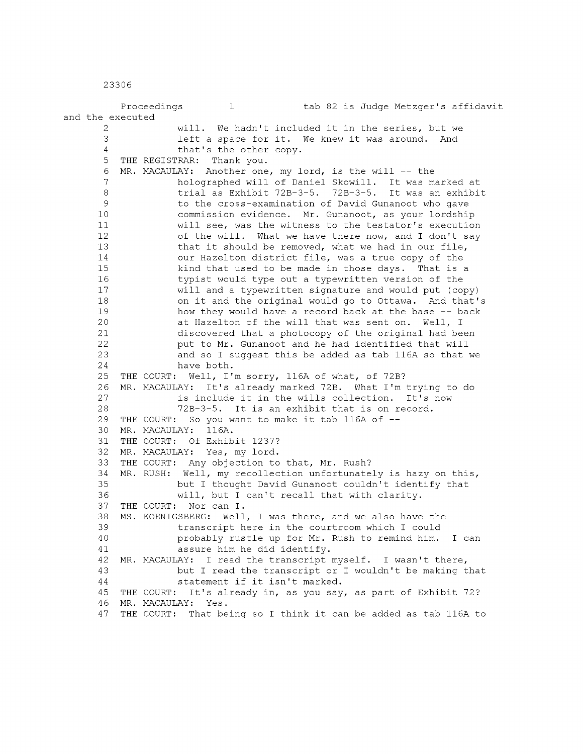Proceedings 1 tab 82 is Judge Metzger's affidavit and the executed

2 will. We hadn't included it in the series, but we
3 left a space for it. We knew it was around. And
4 that's the other copy.
5 THE REGISTRAR: Thank you.
6 MR. MACAULAY: Another one, my lord, is the will -- the
7 holographed will of Daniel Skowill. It was marked at
8 trial as Exhibit 72B-3-5. 72B-3-5. It was an exhibit
9 to the cross-examination of David Gunanoot who gave
10 commission evidence. Mr. Gunanoot, as your lordship
11 will see, was the witness to the testator's execution
12 of the will. What we have there now, and I don't say
13 that it should be removed, what we had in our file,
14 our Hazelton district file, was a true copy of the
15 kind that used to be made in those days. That is a
16 typist would type out a typewritten version of the
17 will and a typewritten signature and would put (copy)
18 on it and the original would go to Ottawa. And that's
19 how they would have a record back at the base -- back
20 at Hazelton of the will that was sent on. Well, I
21 discovered that a photocopy of the original had been
22 put to Mr. Gunanoot and he had identified that will
23 and so I suggest this be added as tab 116A so that we
24 have both.
25 THE COURT: Well, I'm sorry, 116A of what, of 72B?
26 MR. MACAULAY: It's already marked 72B. What I'm trying to do
27 is include it in the wills collection. It's now
28 72B-3-5. It is an exhibit that is on record.
29 THE COURT: So you want to make it tab 116A of --
30 MR. MACAULAY: 116A.
31 THE COURT: Of Exhibit 1237?
32 MR. MACAULAY: Yes, my lord.
33 THE COURT: Any objection to that, Mr. Rush?
34 MR. RUSH: Well, my recollection unfortunately is hazy on this,
35 but I thought David Gunanoot couldn't identify that
36 will, but I can't recall that with clarity.
37 THE COURT: Nor can I.
38 MS. KOENIGSBERG: Well, I was there, and we also have the
39 transcript here in the courtroom which I could
40 probably rustle up for Mr. Rush to remind him. I can
41 assure him he did identify.
42 MR. MACAULAY: I read the transcript myself. I wasn't there,
43 but I read the transcript or I wouldn't be making that
44 statement if it isn't marked.
45 THE COURT: It's already in, as you say, as part of Exhibit 72?
46 MR. MACAULAY: Yes.
47 THE COURT: That being so I think it can be added as tab 116A to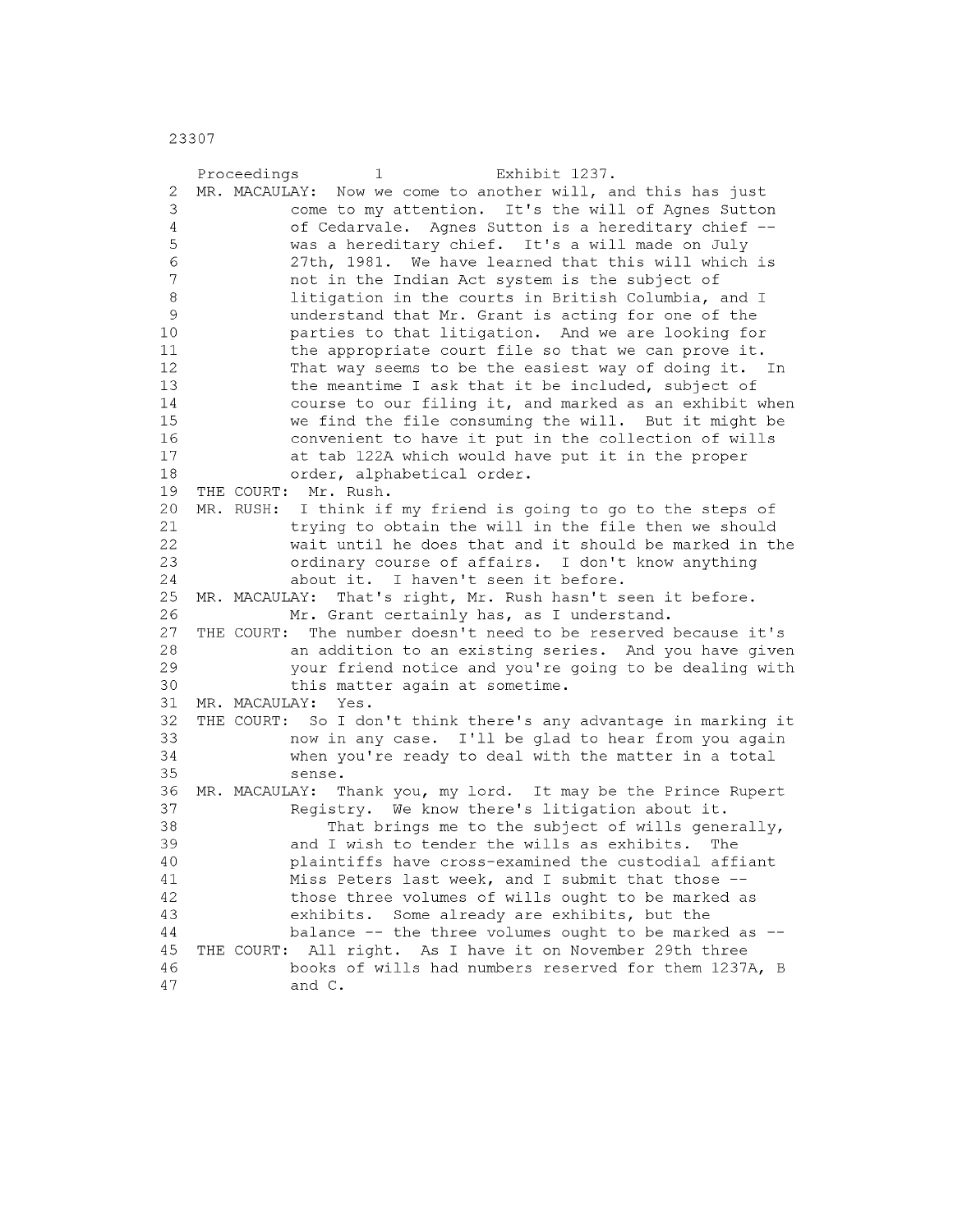Proceedings 1 Exhibit 1237.

MR. MACAULAY: Now we come to another will, and this has just come to my attention. It's the will of Agnes Sutton of Cedarvale. Agnes Sutton is a hereditary chief -- was a hereditary chief. It's a will made on July 27th, 1981. We have learned that this will which is not in the Indian Act system is the subject of litigation in the courts in British Columbia, and I understand that Mr. Grant is acting for one of the parties to that litigation. And we are looking for the appropriate court file so that we can prove it. That way seems to be the easiest way of doing it. In the meantime I ask that it be included, subject of course to our filing it, and marked as an exhibit when we find the file consuming the will. But it might be convenient to have it put in the collection of wills at tab 122A which would have put it in the proper order, alphabetical order.

THE COURT: Mr. Rush.

MR. RUSH: I think if my friend is going to go to the steps of trying to obtain the will in the file then we should wait until he does that and it should be marked in the ordinary course of affairs. I don't know anything about it. I haven't seen it before.

MR. MACAULAY: That's right, Mr. Rush hasn't seen it before. Mr. Grant certainly has, as I understand.

THE COURT: The number doesn't need to be reserved because it's an addition to an existing series. And you have given your friend notice and you're going to be dealing with this matter again at sometime.

MR. MACAULAY: Yes.

THE COURT: So I don't think there's any advantage in marking it now in any case. I'll be glad to hear from you again when you're ready to deal with the matter in a total sense.

MR. MACAULAY: Thank you, my lord. It may be the Prince Rupert Registry. We know there's litigation about it.

That brings me to the subject of wills generally, and I wish to tender the wills as exhibits. The plaintiffs have cross-examined the custodial affiant Miss Peters last week, and I submit that those -- those three volumes of wills ought to be marked as exhibits. Some already are exhibits, but the balance -- the three volumes ought to be marked as --

THE COURT: All right. As I have it on November 29th three books of wills had numbers reserved for them 1237A, B and C.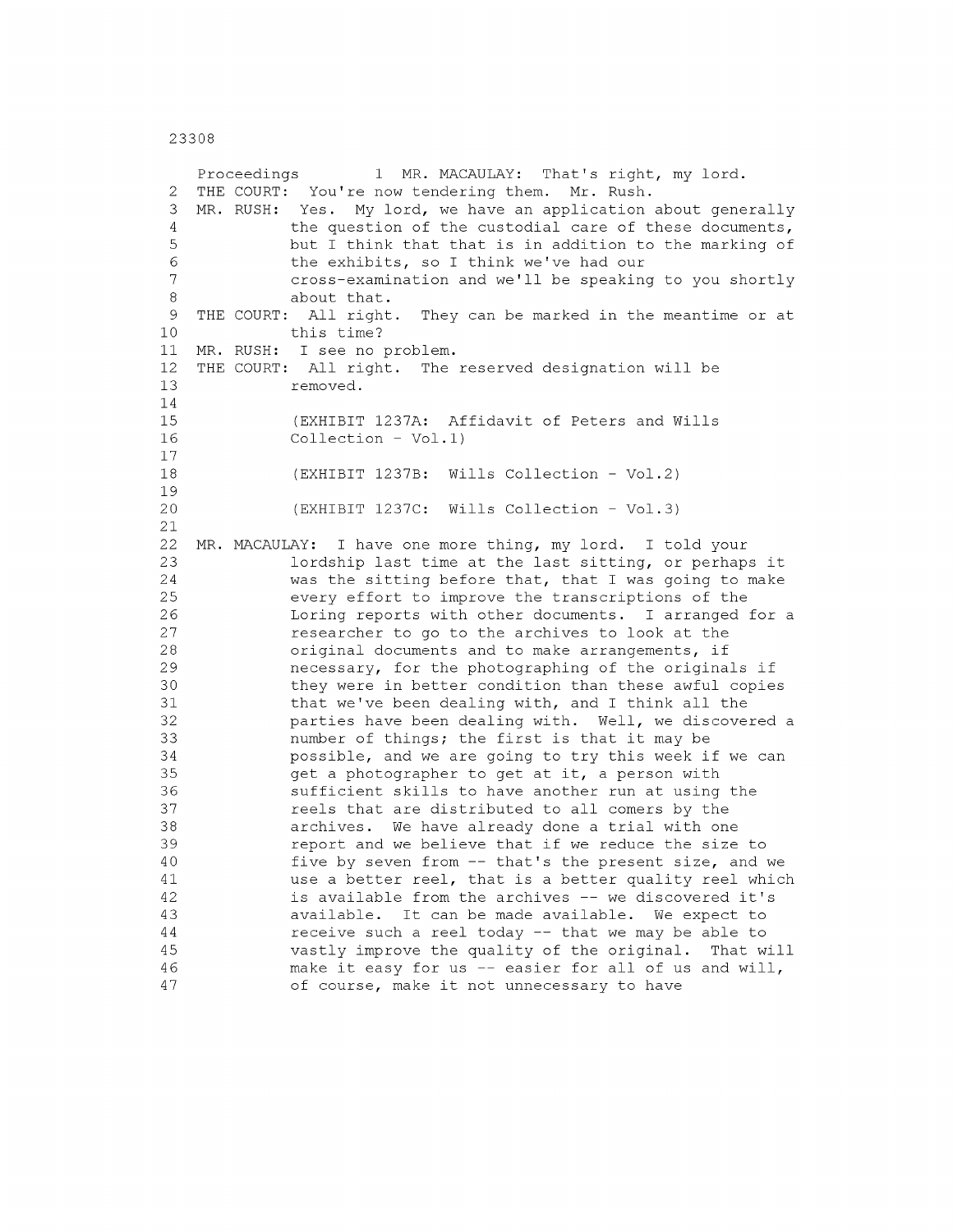MR. MACAULAY: That's right, my lord.

THE COURT: You're now tendering them. Mr. Rush.

MR. RUSH: Yes. My lord, we have an application about generally the question of the custodial care of these documents, but I think that that is in addition to the marking of the exhibits, so I think we've had our cross-examination and we'll be speaking to you shortly about that.

THE COURT: All right. They can be marked in the meantime or at this time?

MR. RUSH: I see no problem.

THE COURT: All right. The reserved designation will be removed.

(EXHIBIT 1237A: Affidavit of Peters and Wills Collection - Vol.1)

(EXHIBIT 1237B: Wills Collection - Vol.2)

(EXHIBIT 1237C: Wills Collection - Vol.3)

MR. MACAULAY: I have one more thing, my lord. I told your lordship last time at the last sitting, or perhaps it was the sitting before that, that I was going to make every effort to improve the transcriptions of the Loring reports with other documents. I arranged for a researcher to go to the archives to look at the original documents and to make arrangements, if necessary, for the photographing of the originals if they were in better condition than these awful copies that we've been dealing with, and I think all the parties have been dealing with. Well, we discovered a number of things; the first is that it may be possible, and we are going to try this week if we can get a photographer to get at it, a person with sufficient skills to have another run at using the reels that are distributed to all comers by the archives. We have already done a trial with one report and we believe that if we reduce the size to five by seven from -- that's the present size, and we use a better reel, that is a better quality reel which is available from the archives -- we discovered it's available. It can be made available. We expect to receive such a reel today -- that we may be able to vastly improve the quality of the original. That will make it easy for us -- easier for all of us and will, of course, make it not unnecessary to have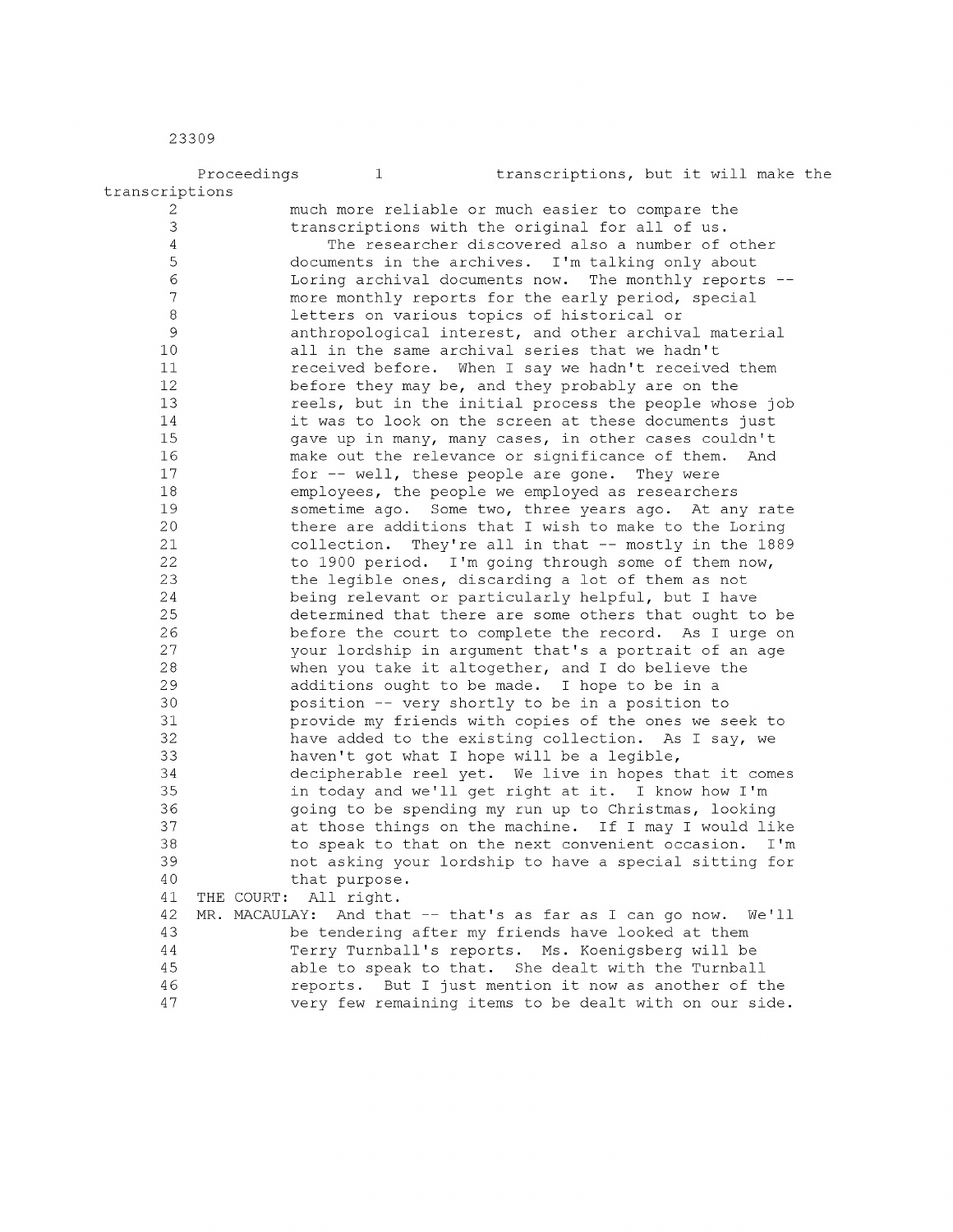23309

Proceedings 1 transcriptions, but it will make the transcriptions
2 much more reliable or much easier to compare the
3 transcriptions with the original for all of us.
4 The researcher discovered also a number of other
5 documents in the archives. I'm talking only about
6 Loring archival documents now. The monthly reports --
7 more monthly reports for the early period, special
8 letters on various topics of historical or
9 anthropological interest, and other archival material
10 all in the same archival series that we hadn't
11 received before. When I say we hadn't received them
12 before they may be, and they probably are on the
13 reels, but in the initial process the people whose job
14 it was to look on the screen at these documents just
15 gave up in many, many cases, in other cases couldn't
16 make out the relevance or significance of them. And
17 for -- well, these people are gone. They were
18 employees, the people we employed as researchers
19 sometime ago. Some two, three years ago. At any rate
20 there are additions that I wish to make to the Loring
21 collection. They're all in that -- mostly in the 1889
22 to 1900 period. I'm going through some of them now,
23 the legible ones, discarding a lot of them as not
24 being relevant or particularly helpful, but I have
25 determined that there are some others that ought to be
26 before the court to complete the record. As I urge on
27 your lordship in argument that's a portrait of an age
28 when you take it altogether, and I do believe the
29 additions ought to be made. I hope to be in a
30 position -- very shortly to be in a position to
31 provide my friends with copies of the ones we seek to
32 have added to the existing collection. As I say, we
33 haven't got what I hope will be a legible,
34 decipherable reel yet. We live in hopes that it comes
35 in today and we'll get right at it. I know how I'm
36 going to be spending my run up to Christmas, looking
37 at those things on the machine. If I may I would like
38 to speak to that on the next convenient occasion. I'm
39 not asking your lordship to have a special sitting for
40 that purpose.
41 THE COURT: All right.
42 MR. MACAULAY: And that -- that's as far as I can go now. We'll
43 be tendering after my friends have looked at them
44 Terry Turnball's reports. Ms. Koenigsberg will be
45 able to speak to that. She dealt with the Turnball
46 reports. But I just mention it now as another of the
47 very few remaining items to be dealt with on our side.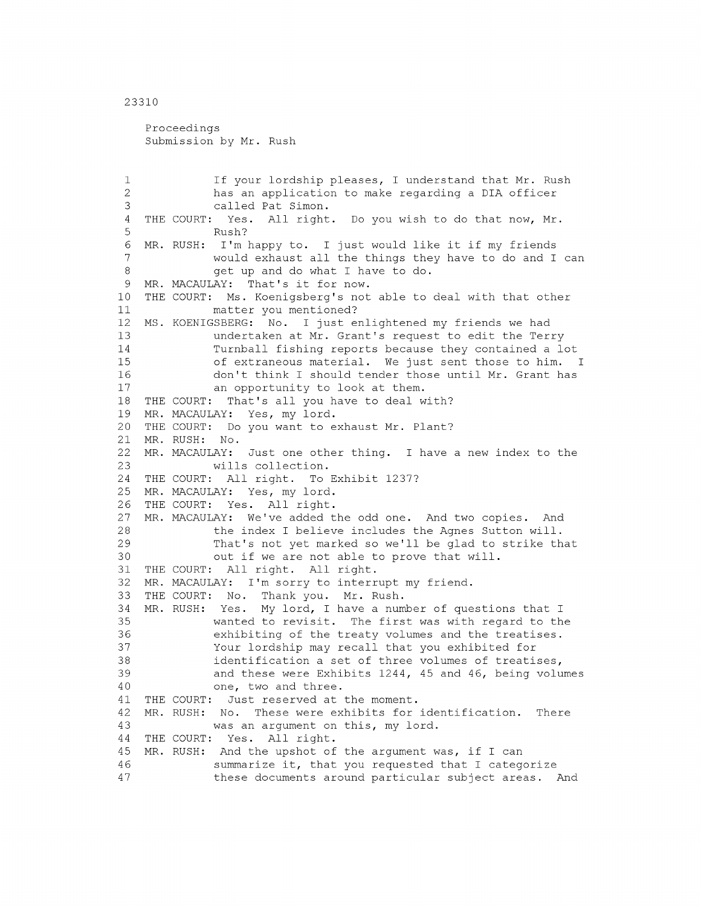Proceedings
Submission by Mr. Rush

1 If your lordship pleases, I understand that Mr. Rush
2 has an application to make regarding a DIA officer
3 called Pat Simon.
4 THE COURT: Yes. All right. Do you wish to do that now, Mr.
5 Rush?
6 MR. RUSH: I'm happy to. I just would like it if my friends
7 would exhaust all the things they have to do and I can
8 get up and do what I have to do.
9 MR. MACAULAY: That's it for now.
10 THE COURT: Ms. Koenigsberg's not able to deal with that other
11 matter you mentioned?
12 MS. KOENIGSBERG: No. I just enlightened my friends we had
13 undertaken at Mr. Grant's request to edit the Terry
14 Turnball fishing reports because they contained a lot
15 of extraneous material. We just sent those to him. I
16 don't think I should tender those until Mr. Grant has
17 an opportunity to look at them.
18 THE COURT: That's all you have to deal with?
19 MR. MACAULAY: Yes, my lord.
20 THE COURT: Do you want to exhaust Mr. Plant?
21 MR. RUSH: No.
22 MR. MACAULAY: Just one other thing. I have a new index to the
23 wills collection.
24 THE COURT: All right. To Exhibit 1237?
25 MR. MACAULAY: Yes, my lord.
26 THE COURT: Yes. All right.
27 MR. MACAULAY: We've added the odd one. And two copies. And
28 the index I believe includes the Agnes Sutton will.
29 That's not yet marked so we'll be glad to strike that
30 out if we are not able to prove that will.
31 THE COURT: All right. All right.
32 MR. MACAULAY: I'm sorry to interrupt my friend.
33 THE COURT: No. Thank you. Mr. Rush.
34 MR. RUSH: Yes. My lord, I have a number of questions that I
35 wanted to revisit. The first was with regard to the
36 exhibiting of the treaty volumes and the treatises.
37 Your lordship may recall that you exhibited for
38 identification a set of three volumes of treatises,
39 and these were Exhibits 1244, 45 and 46, being volumes
40 one, two and three.
41 THE COURT: Just reserved at the moment.
42 MR. RUSH: No. These were exhibits for identification. There
43 was an argument on this, my lord.
44 THE COURT: Yes. All right.
45 MR. RUSH: And the upshot of the argument was, if I can
46 summarize it, that you requested that I categorize
47 these documents around particular subject areas. And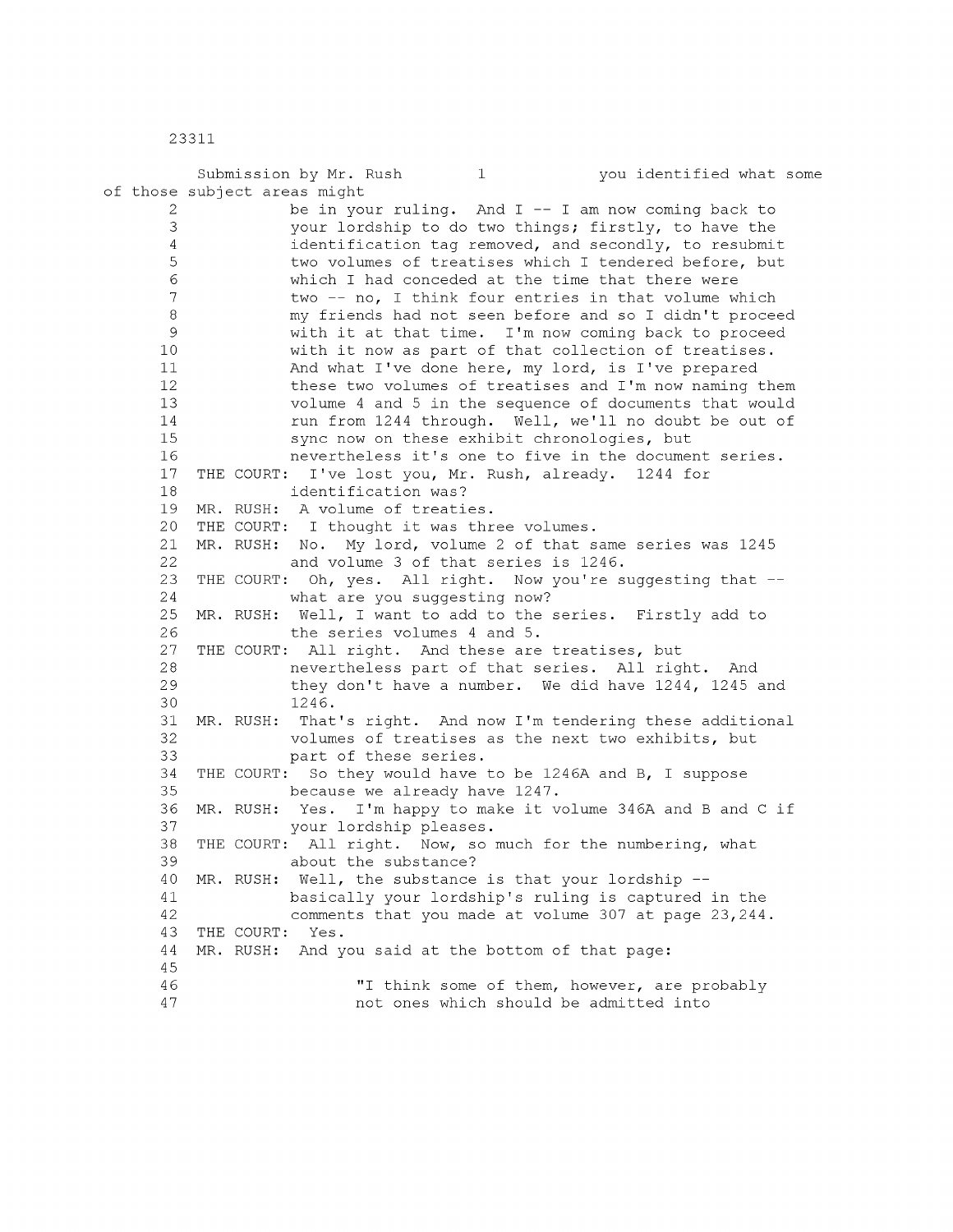Submission by Mr. Rush 1 you identified what some of those subject areas might
2 be in your ruling. And I -- I am now coming back to
3 your lordship to do two things; firstly, to have the
4 identification tag removed, and secondly, to resubmit
5 two volumes of treatises which I tendered before, but
6 which I had conceded at the time that there were
7 two -- no, I think four entries in that volume which
8 my friends had not seen before and so I didn't proceed
9 with it at that time. I'm now coming back to proceed
10 with it now as part of that collection of treatises.
11 And what I've done here, my lord, is I've prepared
12 these two volumes of treatises and I'm now naming them
13 volume 4 and 5 in the sequence of documents that would
14 run from 1244 through. Well, we'll no doubt be out of
15 sync now on these exhibit chronologies, but
16 nevertheless it's one to five in the document series.
17 THE COURT: I've lost you, Mr. Rush, already. 1244 for
18 identification was?
19 MR. RUSH: A volume of treaties.
20 THE COURT: I thought it was three volumes.
21 MR. RUSH: No. My lord, volume 2 of that same series was 1245
22 and volume 3 of that series is 1246.
23 THE COURT: Oh, yes. All right. Now you're suggesting that --
24 what are you suggesting now?
25 MR. RUSH: Well, I want to add to the series. Firstly add to
26 the series volumes 4 and 5.
27 THE COURT: All right. And these are treatises, but
28 nevertheless part of that series. All right. And
29 they don't have a number. We did have 1244, 1245 and
30 1246.
31 MR. RUSH: That's right. And now I'm tendering these additional
32 volumes of treatises as the next two exhibits, but
33 part of these series.
34 THE COURT: So they would have to be 1246A and B, I suppose
35 because we already have 1247.
36 MR. RUSH: Yes. I'm happy to make it volume 346A and B and C if
37 your lordship pleases.
38 THE COURT: All right. Now, so much for the numbering, what
39 about the substance?
40 MR. RUSH: Well, the substance is that your lordship --
41 basically your lordship's ruling is captured in the
42 comments that you made at volume 307 at page 23,244.
43 THE COURT: Yes.
44 MR. RUSH: And you said at the bottom of that page:
45
46 "I think some of them, however, are probably
47 not ones which should be admitted into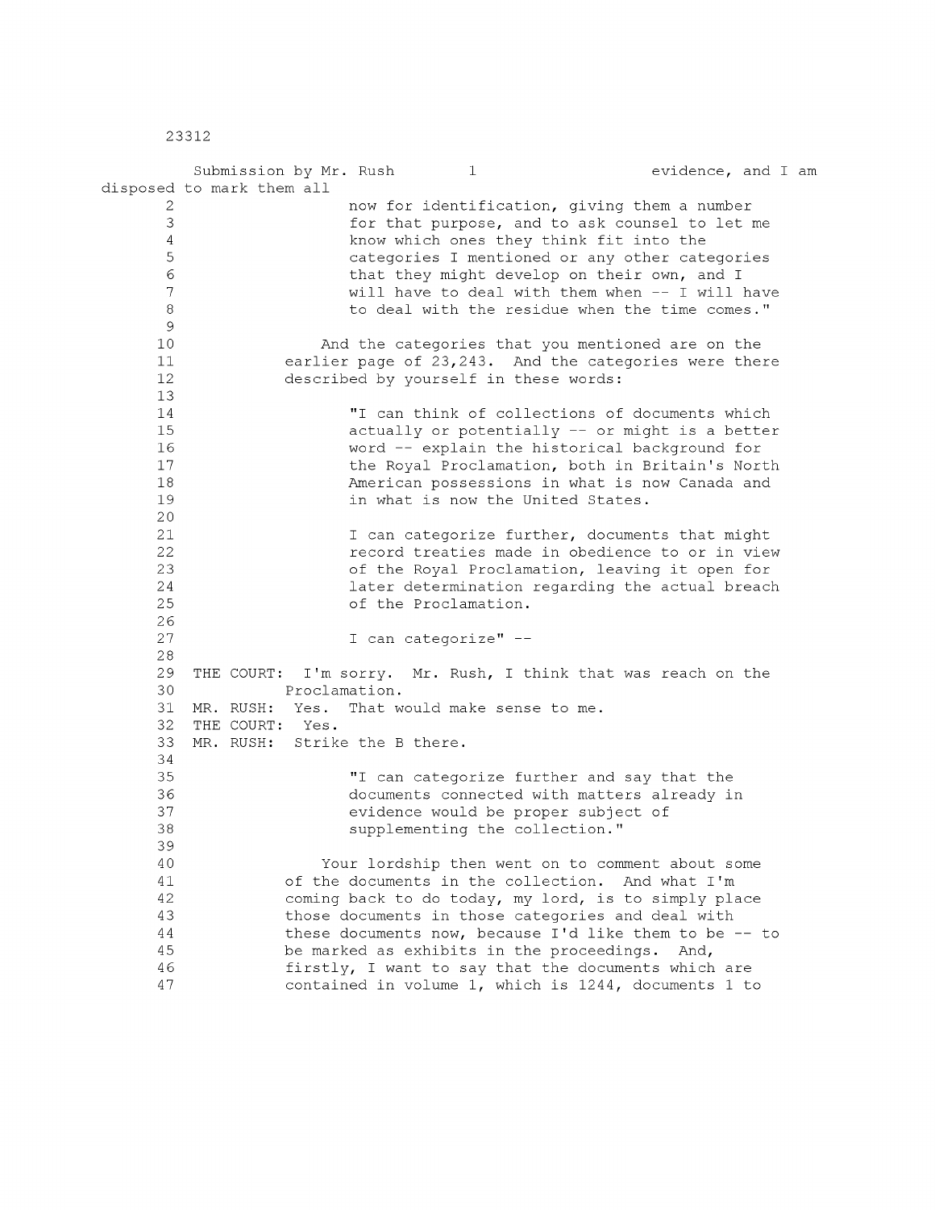evidence, and I am disposed to mark them all now for identification, giving them a number for that purpose, and to ask counsel to let me know which ones they think fit into the categories I mentioned or any other categories that they might develop on their own, and I will have to deal with them when -- I will have to deal with the residue when the time comes."

And the categories that you mentioned are on the earlier page of 23,243. And the categories were there described by yourself in these words:

"I can think of collections of documents which actually or potentially -- or might is a better word -- explain the historical background for the Royal Proclamation, both in Britain's North American possessions in what is now Canada and in what is now the United States.

I can categorize further, documents that might record treaties made in obedience to or in view of the Royal Proclamation, leaving it open for later determination regarding the actual breach of the Proclamation.

I can categorize" --

THE COURT: I'm sorry. Mr. Rush, I think that was reach on the Proclamation.

MR. RUSH: Yes. That would make sense to me.

THE COURT: Yes.

MR. RUSH: Strike the B there.

"I can categorize further and say that the documents connected with matters already in evidence would be proper subject of supplementing the collection."

Your lordship then went on to comment about some of the documents in the collection. And what I'm coming back to do today, my lord, is to simply place those documents in those categories and deal with these documents now, because I'd like them to be -- to be marked as exhibits in the proceedings. And, firstly, I want to say that the documents which are contained in volume 1, which is 1244, documents 1 to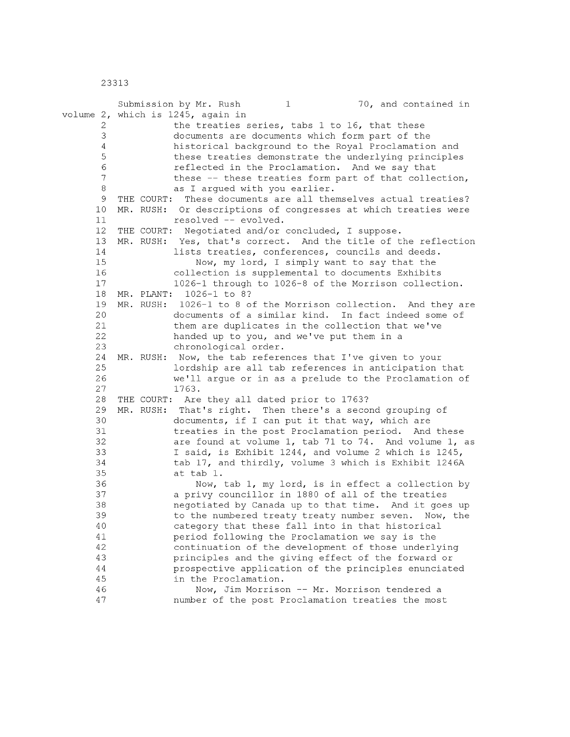Submission by Mr. Rush

1 70, and contained in volume 2, which is 1245, again in
2 the treaties series, tabs 1 to 16, that these
3 documents are documents which form part of the
4 historical background to the Royal Proclamation and
5 these treaties demonstrate the underlying principles
6 reflected in the Proclamation. And we say that
7 these -- these treaties form part of that collection,
8 as I argued with you earlier.
9 THE COURT: These documents are all themselves actual treaties?
10 MR. RUSH: Or descriptions of congresses at which treaties were
11 resolved -- evolved.
12 THE COURT: Negotiated and/or concluded, I suppose.
13 MR. RUSH: Yes, that's correct. And the title of the reflection
14 lists treaties, conferences, councils and deeds.
15 Now, my lord, I simply want to say that the
16 collection is supplemental to documents Exhibits
17 1026-1 through to 1026-8 of the Morrison collection.
18 MR. PLANT: 1026-1 to 8?
19 MR. RUSH: 1026-1 to 8 of the Morrison collection. And they are
20 documents of a similar kind. In fact indeed some of
21 them are duplicates in the collection that we've
22 handed up to you, and we've put them in a
23 chronological order.
24 MR. RUSH: Now, the tab references that I've given to your
25 lordship are all tab references in anticipation that
26 we'll argue or in as a prelude to the Proclamation of
27 1763.
28 THE COURT: Are they all dated prior to 1763?
29 MR. RUSH: That's right. Then there's a second grouping of
30 documents, if I can put it that way, which are
31 treaties in the post Proclamation period. And these
32 are found at volume 1, tab 71 to 74. And volume 1, as
33 I said, is Exhibit 1244, and volume 2 which is 1245,
34 tab 17, and thirdly, volume 3 which is Exhibit 1246A
35 at tab 1.
36 Now, tab 1, my lord, is in effect a collection by
37 a privy councillor in 1880 of all of the treaties
38 negotiated by Canada up to that time. And it goes up
39 to the numbered treaty treaty number seven. Now, the
40 category that these fall into in that historical
41 period following the Proclamation we say is the
42 continuation of the development of those underlying
43 principles and the giving effect of the forward or
44 prospective application of the principles enunciated
45 in the Proclamation.
46 Now, Jim Morrison -- Mr. Morrison tendered a
47 number of the post Proclamation treaties the most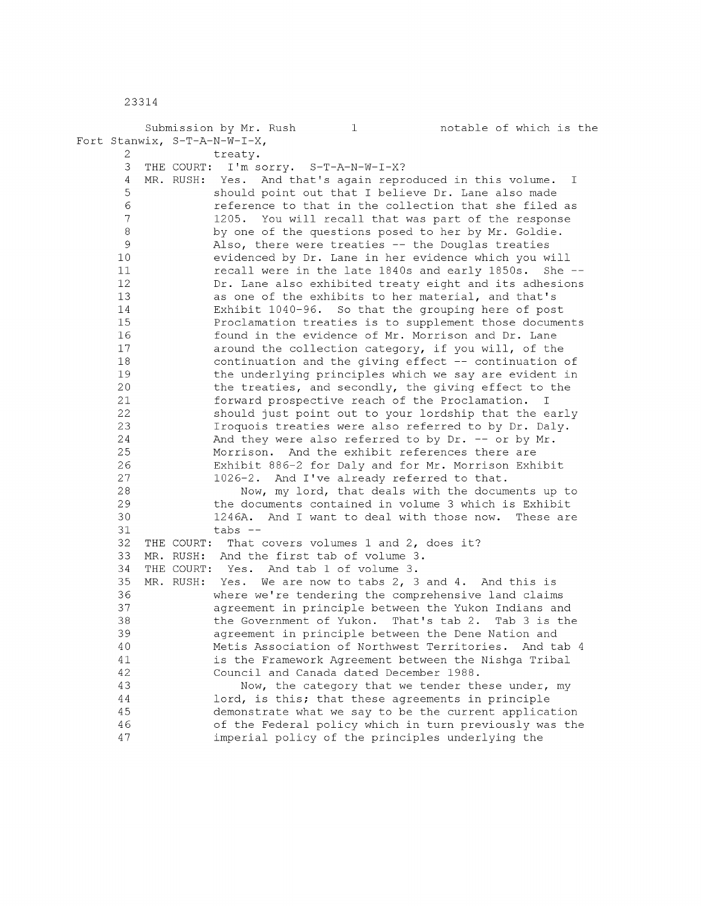Submission by Mr. Rush

notable of which is the Fort Stanwix, S-T-A-N-W-I-X, treaty.

THE COURT: I'm sorry. S-T-A-N-W-I-X?

MR. RUSH: Yes. And that's again reproduced in this volume. I should point out that I believe Dr. Lane also made reference to that in the collection that she filed as 1205. You will recall that was part of the response by one of the questions posed to her by Mr. Goldie. Also, there were treaties -- the Douglas treaties evidenced by Dr. Lane in her evidence which you will recall were in the late 1840s and early 1850s. She -- Dr. Lane also exhibited treaty eight and its adhesions as one of the exhibits to her material, and that's Exhibit 1040-96. So that the grouping here of post Proclamation treaties is to supplement those documents found in the evidence of Mr. Morrison and Dr. Lane around the collection category, if you will, of the continuation and the giving effect -- continuation of the underlying principles which we say are evident in the treaties, and secondly, the giving effect to the forward prospective reach of the Proclamation. I should just point out to your lordship that the early Iroquois treaties were also referred to by Dr. Daly. And they were also referred to by Dr. -- or by Mr. Morrison. And the exhibit references there are Exhibit 886-2 for Daly and for Mr. Morrison Exhibit 1026-2. And I've already referred to that.

Now, my lord, that deals with the documents up to the documents contained in volume 3 which is Exhibit 1246A. And I want to deal with those now. These are tabs --

THE COURT: That covers volumes 1 and 2, does it?

MR. RUSH: And the first tab of volume 3.

THE COURT: Yes. And tab 1 of volume 3.

MR. RUSH: Yes. We are now to tabs 2, 3 and 4. And this is where we're tendering the comprehensive land claims agreement in principle between the Yukon Indians and the Government of Yukon. That's tab 2. Tab 3 is the agreement in principle between the Dene Nation and Metis Association of Northwest Territories. And tab 4 is the Framework Agreement between the Nishga Tribal Council and Canada dated December 1988.

Now, the category that we tender these under, my lord, is this; that these agreements in principle demonstrate what we say to be the current application of the Federal policy which in turn previously was the imperial policy of the principles underlying the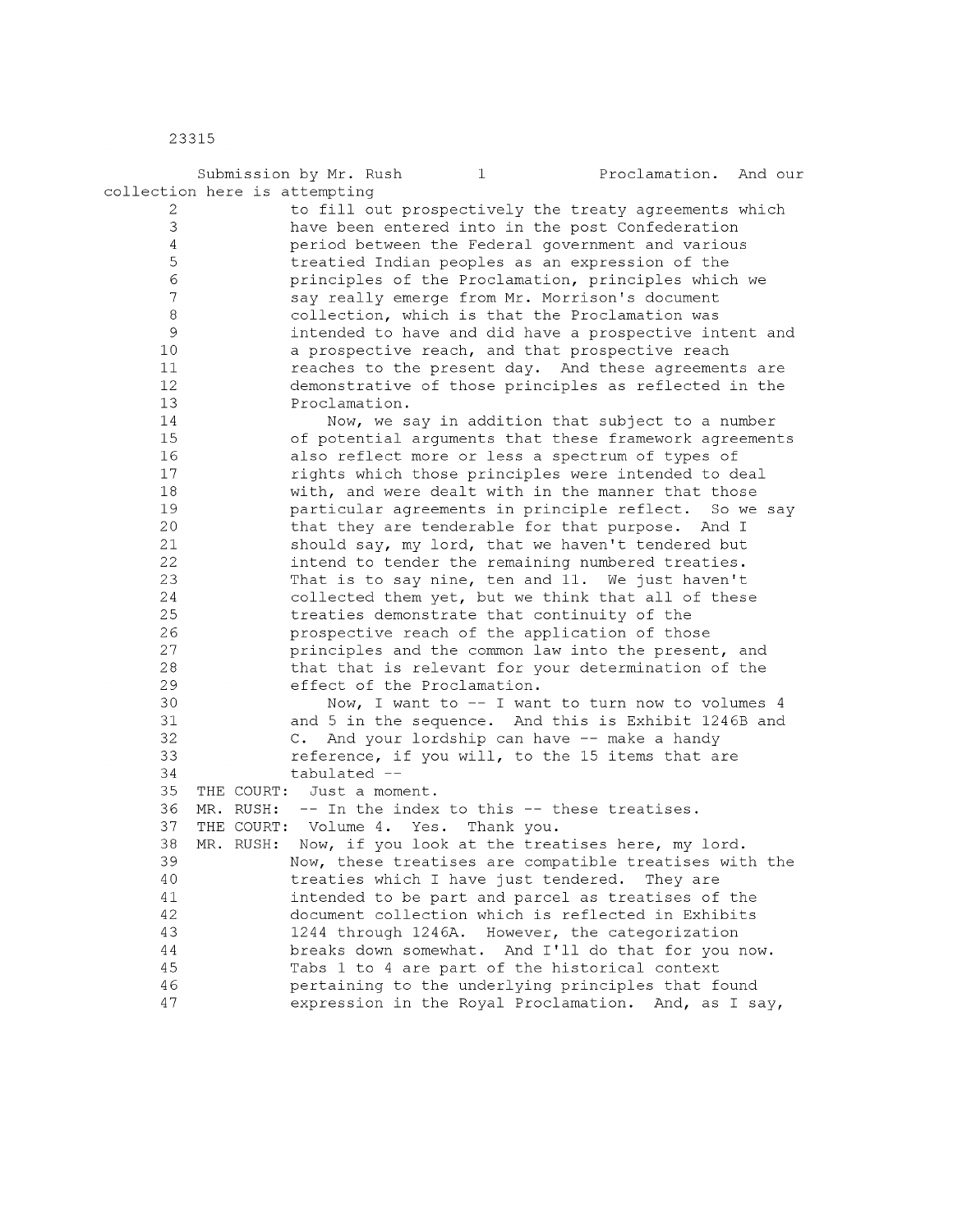Submission by Mr. Rush 1 Proclamation. And our collection here is attempting
2 to fill out prospectively the treaty agreements which
3 have been entered into in the post Confederation
4 period between the Federal government and various
5 treatied Indian peoples as an expression of the
6 principles of the Proclamation, principles which we
7 say really emerge from Mr. Morrison's document
8 collection, which is that the Proclamation was
9 intended to have and did have a prospective intent and
10 a prospective reach, and that prospective reach
11 reaches to the present day. And these agreements are
12 demonstrative of those principles as reflected in the
13 Proclamation.
14 Now, we say in addition that subject to a number
15 of potential arguments that these framework agreements
16 also reflect more or less a spectrum of types of
17 rights which those principles were intended to deal
18 with, and were dealt with in the manner that those
19 particular agreements in principle reflect. So we say
20 that they are tenderable for that purpose. And I
21 should say, my lord, that we haven't tendered but
22 intend to tender the remaining numbered treaties.
23 That is to say nine, ten and 11. We just haven't
24 collected them yet, but we think that all of these
25 treaties demonstrate that continuity of the
26 prospective reach of the application of those
27 principles and the common law into the present, and
28 that that is relevant for your determination of the
29 effect of the Proclamation.
30 Now, I want to -- I want to turn now to volumes 4
31 and 5 in the sequence. And this is Exhibit 1246B and
32 C. And your lordship can have -- make a handy
33 reference, if you will, to the 15 items that are
34 tabulated --
35 THE COURT: Just a moment.
36 MR. RUSH: -- In the index to this -- these treatises.
37 THE COURT: Volume 4. Yes. Thank you.
38 MR. RUSH: Now, if you look at the treatises here, my lord.
39 Now, these treatises are compatible treatises with the
40 treaties which I have just tendered. They are
41 intended to be part and parcel as treatises of the
42 document collection which is reflected in Exhibits
43 1244 through 1246A. However, the categorization
44 breaks down somewhat. And I'll do that for you now.
45 Tabs 1 to 4 are part of the historical context
46 pertaining to the underlying principles that found
47 expression in the Royal Proclamation. And, as I say,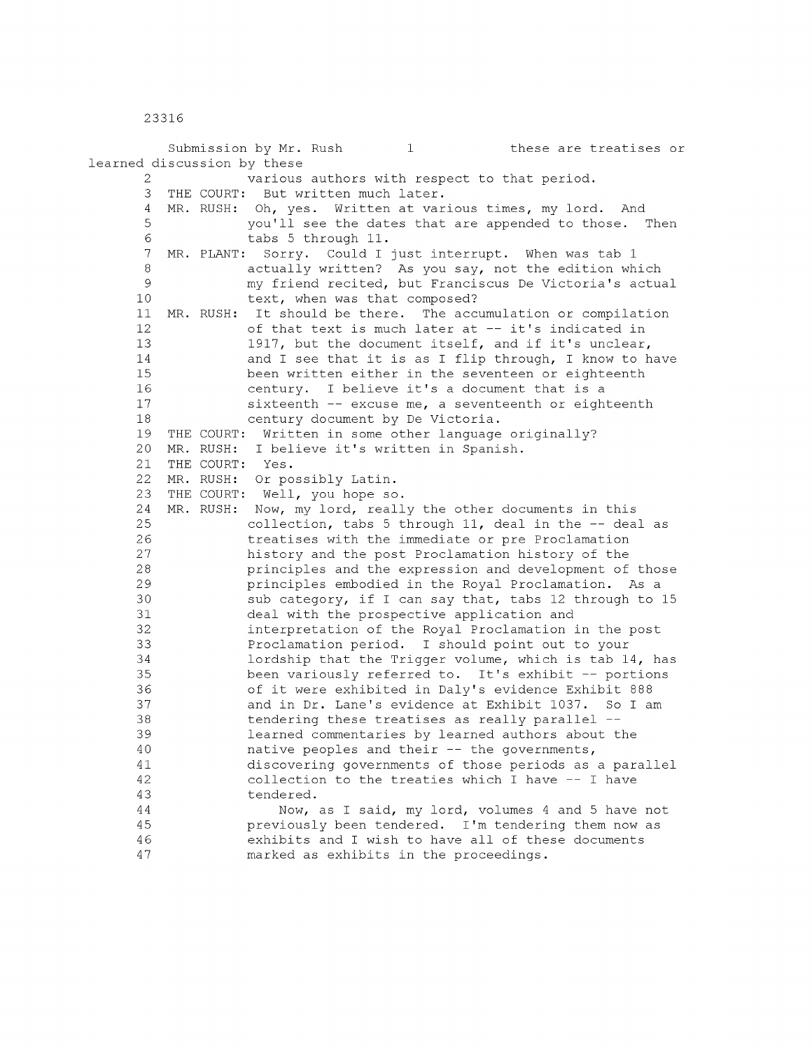Submission by Mr. Rush 1 these are treatises or learned discussion by these

2 various authors with respect to that period.

3 THE COURT: But written much later.

4 MR. RUSH: Oh, yes. Written at various times, my lord. And
5 you'll see the dates that are appended to those. Then
6 tabs 5 through 11.

7 MR. PLANT: Sorry. Could I just interrupt. When was tab 1
8 actually written? As you say, not the edition which
9 my friend recited, but Franciscus De Victoria's actual
10 text, when was that composed?

11 MR. RUSH: It should be there. The accumulation or compilation
12 of that text is much later at -- it's indicated in
13 1917, but the document itself, and if it's unclear,
14 and I see that it is as I flip through, I know to have
15 been written either in the seventeen or eighteenth
16 century. I believe it's a document that is a
17 sixteenth -- excuse me, a seventeenth or eighteenth
18 century document by De Victoria.

19 THE COURT: Written in some other language originally?

20 MR. RUSH: I believe it's written in Spanish.

21 THE COURT: Yes.

22 MR. RUSH: Or possibly Latin.

23 THE COURT: Well, you hope so.

24 MR. RUSH: Now, my lord, really the other documents in this
25 collection, tabs 5 through 11, deal in the -- deal as
26 treatises with the immediate or pre Proclamation
27 history and the post Proclamation history of the
28 principles and the expression and development of those
29 principles embodied in the Royal Proclamation. As a
30 sub category, if I can say that, tabs 12 through to 15
31 deal with the prospective application and
32 interpretation of the Royal Proclamation in the post
33 Proclamation period. I should point out to your
34 lordship that the Trigger volume, which is tab 14, has
35 been variously referred to. It's exhibit -- portions
36 of it were exhibited in Daly's evidence Exhibit 888
37 and in Dr. Lane's evidence at Exhibit 1037. So I am
38 tendering these treatises as really parallel --
39 learned commentaries by learned authors about the
40 native peoples and their -- the governments,
41 discovering governments of those periods as a parallel
42 collection to the treaties which I have -- I have
43 tendered.

44 Now, as I said, my lord, volumes 4 and 5 have not
45 previously been tendered. I'm tendering them now as
46 exhibits and I wish to have all of these documents
47 marked as exhibits in the proceedings.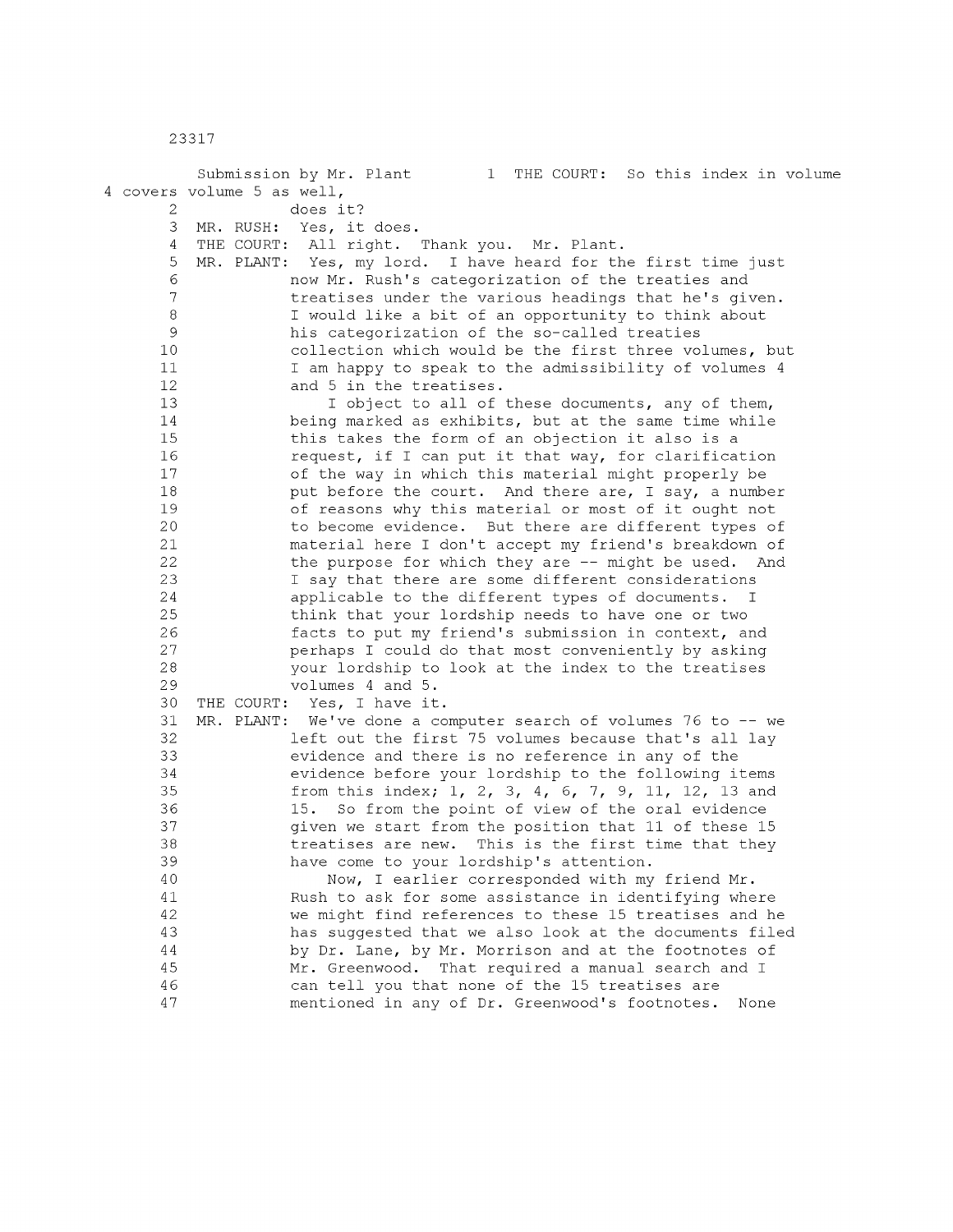Submission by Mr. Plant

1 THE COURT: So this index in volume 4 covers volume 5 as well,
2 does it?
3 MR. RUSH: Yes, it does.
4 THE COURT: All right. Thank you. Mr. Plant.
5 MR. PLANT: Yes, my lord. I have heard for the first time just
6 now Mr. Rush's categorization of the treaties and
7 treatises under the various headings that he's given.
8 I would like a bit of an opportunity to think about
9 his categorization of the so-called treaties
10 collection which would be the first three volumes, but
11 I am happy to speak to the admissibility of volumes 4
12 and 5 in the treatises.
13 I object to all of these documents, any of them,
14 being marked as exhibits, but at the same time while
15 this takes the form of an objection it also is a
16 request, if I can put it that way, for clarification
17 of the way in which this material might properly be
18 put before the court. And there are, I say, a number
19 of reasons why this material or most of it ought not
20 to become evidence. But there are different types of
21 material here I don't accept my friend's breakdown of
22 the purpose for which they are -- might be used. And
23 I say that there are some different considerations
24 applicable to the different types of documents. I
25 think that your lordship needs to have one or two
26 facts to put my friend's submission in context, and
27 perhaps I could do that most conveniently by asking
28 your lordship to look at the index to the treatises
29 volumes 4 and 5.
30 THE COURT: Yes, I have it.
31 MR. PLANT: We've done a computer search of volumes 76 to -- we
32 left out the first 75 volumes because that's all lay
33 evidence and there is no reference in any of the
34 evidence before your lordship to the following items
35 from this index; 1, 2, 3, 4, 6, 7, 9, 11, 12, 13 and
36 15. So from the point of view of the oral evidence
37 given we start from the position that 11 of these 15
38 treatises are new. This is the first time that they
39 have come to your lordship's attention.
40 Now, I earlier corresponded with my friend Mr.
41 Rush to ask for some assistance in identifying where
42 we might find references to these 15 treatises and he
43 has suggested that we also look at the documents filed
44 by Dr. Lane, by Mr. Morrison and at the footnotes of
45 Mr. Greenwood. That required a manual search and I
46 can tell you that none of the 15 treatises are
47 mentioned in any of Dr. Greenwood's footnotes. None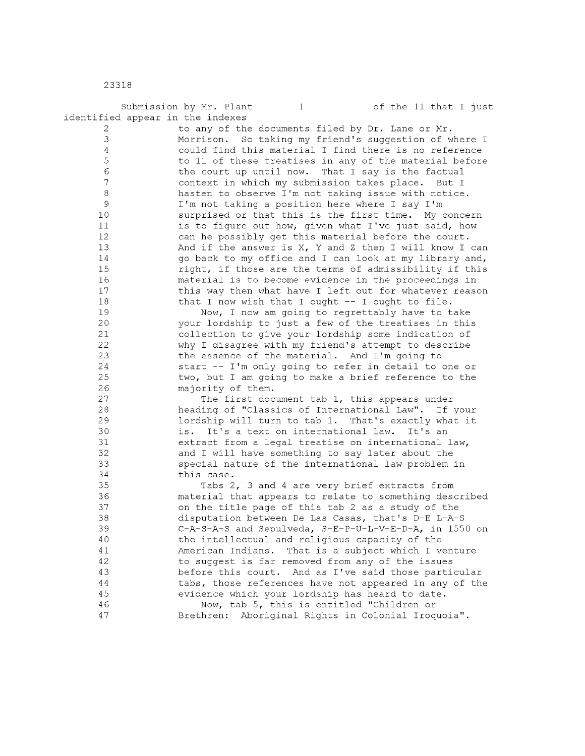Submission by Mr. Plant

of the 11 that I just identified appear in the indexes to any of the documents filed by Dr. Lane or Mr. Morrison. So taking my friend's suggestion of where I could find this material I find there is no reference to 11 of these treatises in any of the material before the court up until now. That I say is the factual context in which my submission takes place. But I hasten to observe I'm not taking issue with notice. I'm not taking a position here where I say I'm surprised or that this is the first time. My concern is to figure out how, given what I've just said, how can he possibly get this material before the court. And if the answer is X, Y and Z then I will know I can go back to my office and I can look at my library and, right, if those are the terms of admissibility if this material is to become evidence in the proceedings in this way then what have I left out for whatever reason that I now wish that I ought -- I ought to file.

Now, I now am going to regrettably have to take your lordship to just a few of the treatises in this collection to give your lordship some indication of why I disagree with my friend's attempt to describe the essence of the material. And I'm going to start -- I'm only going to refer in detail to one or two, but I am going to make a brief reference to the majority of them.

The first document tab 1, this appears under heading of "Classics of International Law". If your lordship will turn to tab 1. That's exactly what it is. It's a text on international law. It's an extract from a legal treatise on international law, and I will have something to say later about the special nature of the international law problem in this case.

Tabs 2, 3 and 4 are very brief extracts from material that appears to relate to something described on the title page of this tab 2 as a study of the disputation between De Las Casas, that's D-E L-A-S C-A-S-A-S and Sepulveda, S-E-P-U-L-V-E-D-A, in 1550 on the intellectual and religious capacity of the American Indians. That is a subject which I venture to suggest is far removed from any of the issues before this court. And as I've said those particular tabs, those references have not appeared in any of the evidence which your lordship has heard to date.

Now, tab 5, this is entitled "Children or Brethren: Aboriginal Rights in Colonial Iroquoia".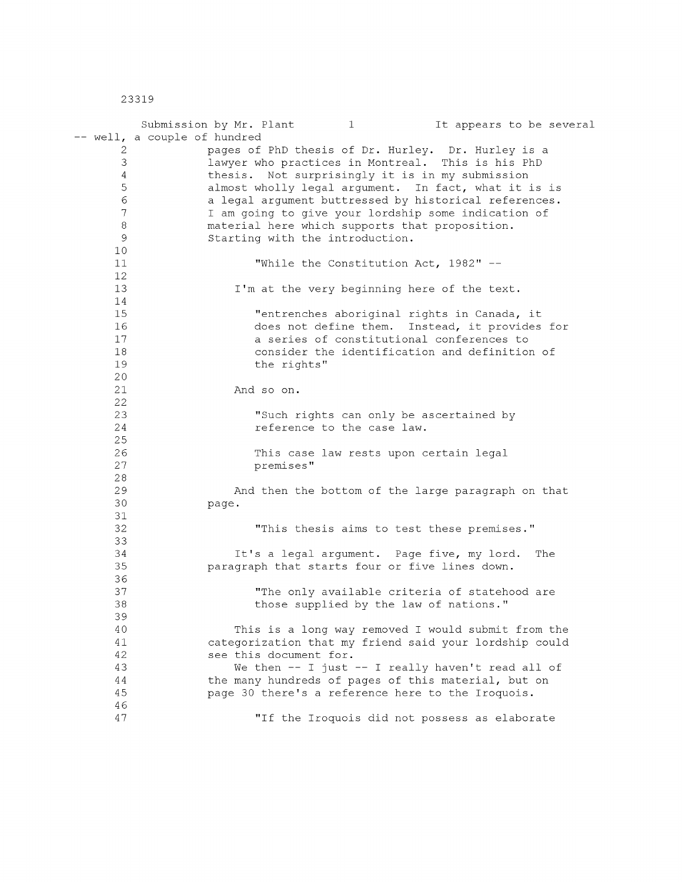Submission by Mr. Plant

It appears to be several -- well, a couple of hundred pages of PhD thesis of Dr. Hurley. Dr. Hurley is a lawyer who practices in Montreal. This is his PhD thesis. Not surprisingly it is in my submission almost wholly legal argument. In fact, what it is is a legal argument buttressed by historical references. I am going to give your lordship some indication of material here which supports that proposition. Starting with the introduction.

> "While the Constitution Act, 1982" --

I'm at the very beginning here of the text.

> "entrenches aboriginal rights in Canada, it does not define them. Instead, it provides for a series of constitutional conferences to consider the identification and definition of the rights"

And so on.

> "Such rights can only be ascertained by reference to the case law.
>
> This case law rests upon certain legal premises"

And then the bottom of the large paragraph on that page.

> "This thesis aims to test these premises."

It's a legal argument. Page five, my lord. The paragraph that starts four or five lines down.

> "The only available criteria of statehood are those supplied by the law of nations."

This is a long way removed I would submit from the categorization that my friend said your lordship could see this document for.

We then -- I just -- I really haven't read all of the many hundreds of pages of this material, but on page 30 there's a reference here to the Iroquois.

> "If the Iroquois did not possess as elaborate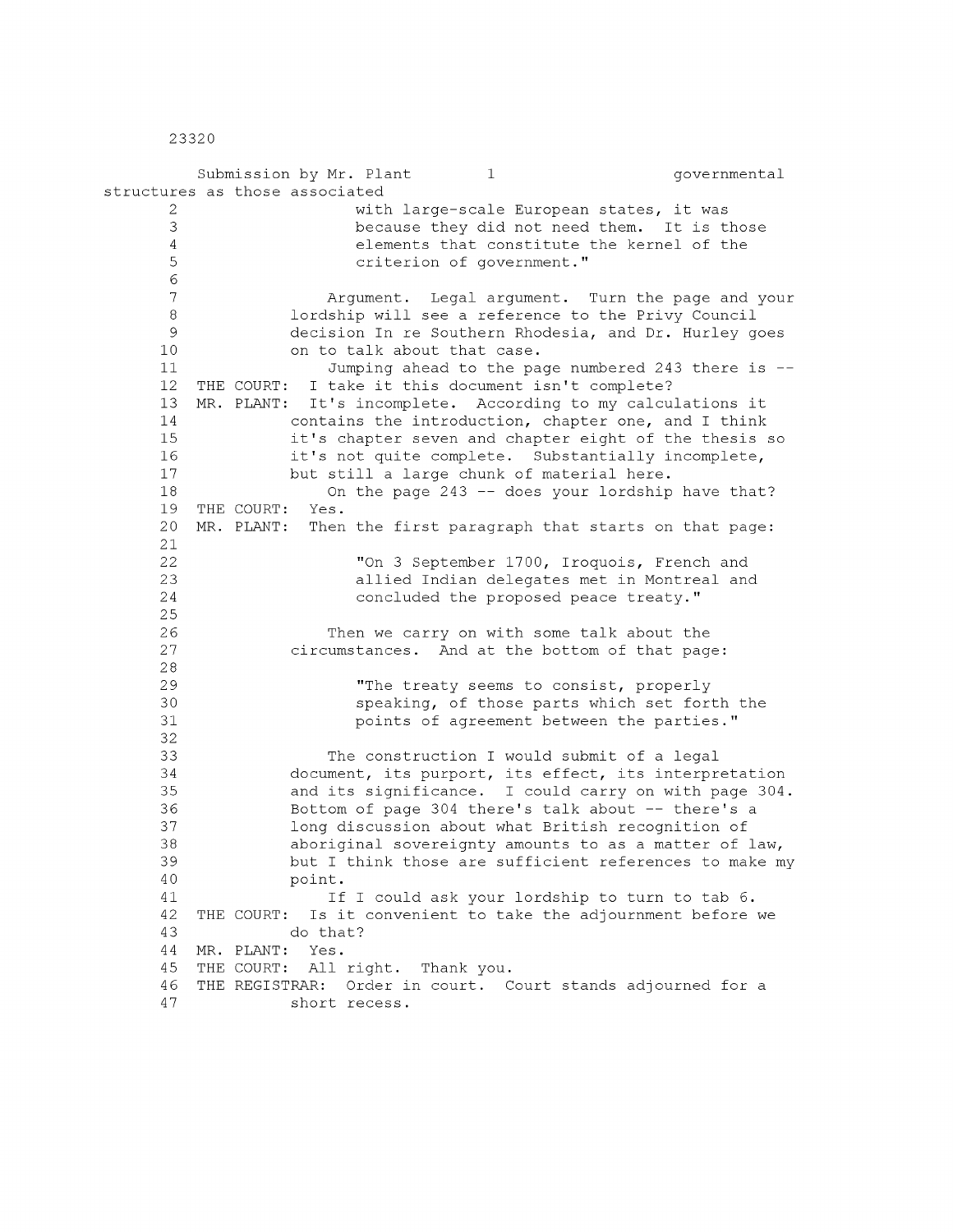Submission by Mr. Plant

1 governmental structures as those associated
2 with large-scale European states, it was
3 because they did not need them. It is those
4 elements that constitute the kernel of the
5 criterion of government."
6
7 Argument. Legal argument. Turn the page and your
8 lordship will see a reference to the Privy Council
9 decision In re Southern Rhodesia, and Dr. Hurley goes
10 on to talk about that case.
11 Jumping ahead to the page numbered 243 there is --
12 THE COURT: I take it this document isn't complete?
13 MR. PLANT: It's incomplete. According to my calculations it
14 contains the introduction, chapter one, and I think
15 it's chapter seven and chapter eight of the thesis so
16 it's not quite complete. Substantially incomplete,
17 but still a large chunk of material here.
18 On the page 243 -- does your lordship have that?
19 THE COURT: Yes.
20 MR. PLANT: Then the first paragraph that starts on that page:
21
22 "On 3 September 1700, Iroquois, French and
23 allied Indian delegates met in Montreal and
24 concluded the proposed peace treaty."
25
26 Then we carry on with some talk about the
27 circumstances. And at the bottom of that page:
28
29 "The treaty seems to consist, properly
30 speaking, of those parts which set forth the
31 points of agreement between the parties."
32
33 The construction I would submit of a legal
34 document, its purport, its effect, its interpretation
35 and its significance. I could carry on with page 304.
36 Bottom of page 304 there's talk about -- there's a
37 long discussion about what British recognition of
38 aboriginal sovereignty amounts to as a matter of law,
39 but I think those are sufficient references to make my
40 point.
41 If I could ask your lordship to turn to tab 6.
42 THE COURT: Is it convenient to take the adjournment before we
43 do that?
44 MR. PLANT: Yes.
45 THE COURT: All right. Thank you.
46 THE REGISTRAR: Order in court. Court stands adjourned for a
47 short recess.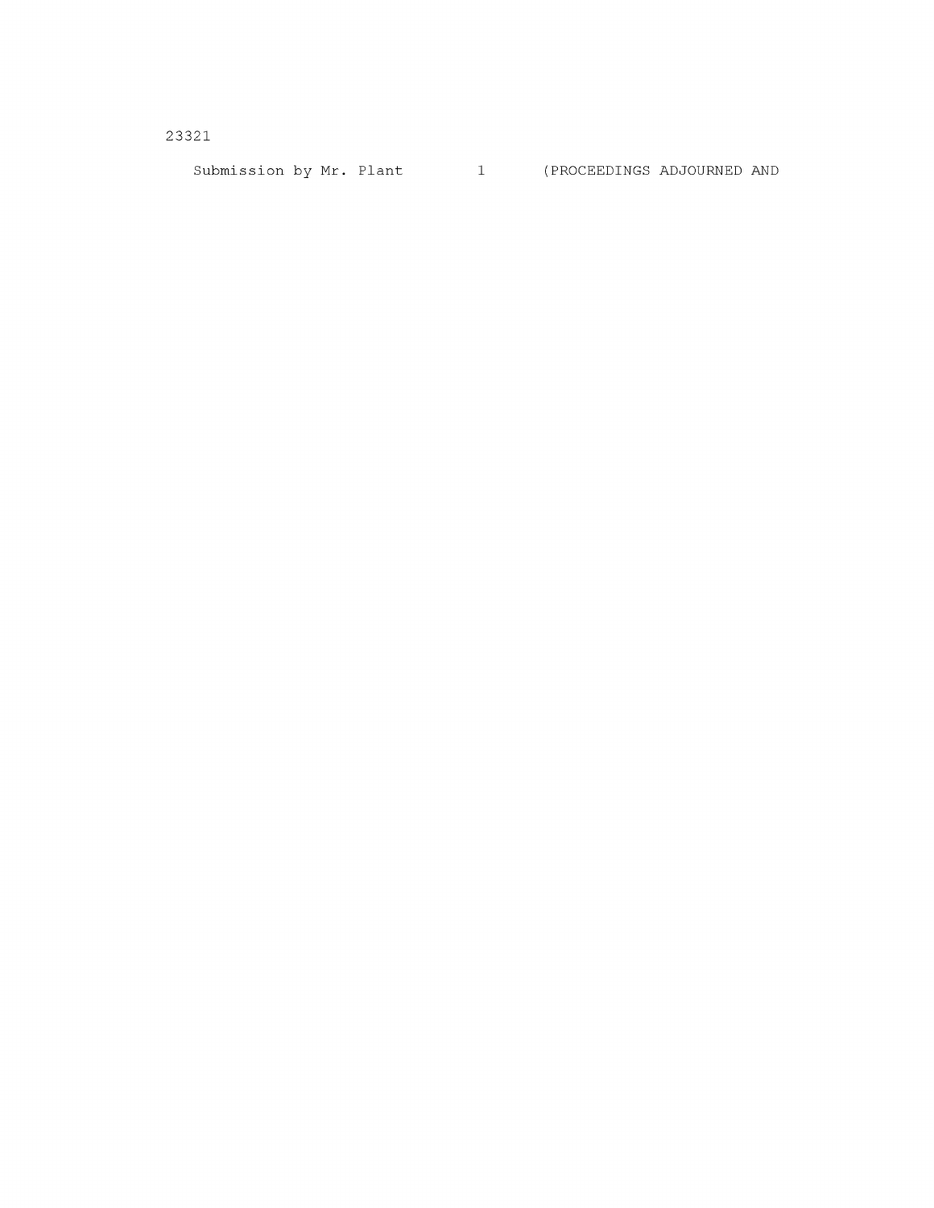Submission by Mr. Plant 1 (PROCEEDINGS ADJOURNED AND